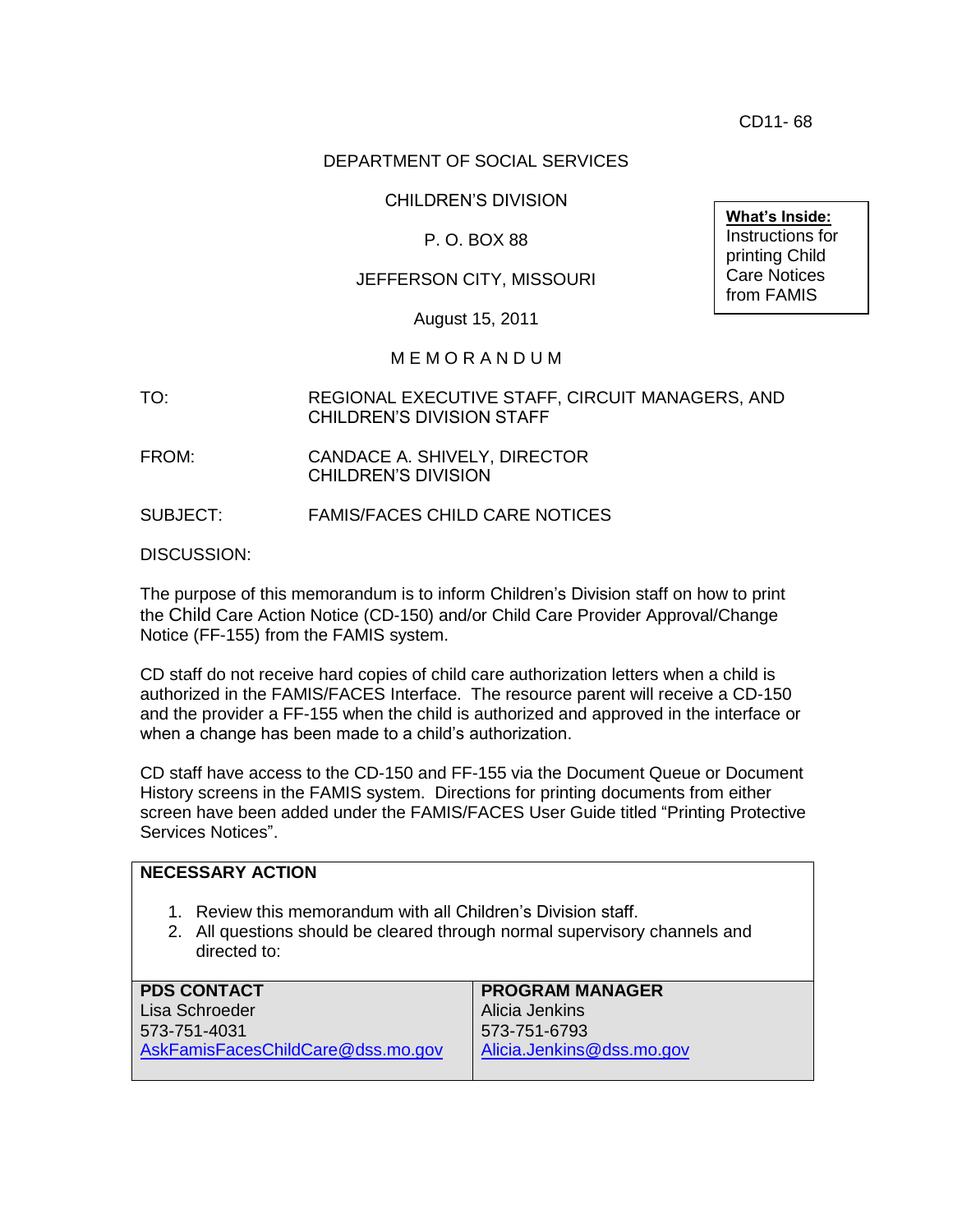CD11- 68

DEPARTMENT OF SOCIAL SERVICES

CHILDREN'S DIVISION

P. O. BOX 88

JEFFERSON CITY, MISSOURI

August 15, 2011

**What's Inside:**
Instructions for printing Child Care Notices from FAMIS

M E M O R A N D U M

TO: REGIONAL EXECUTIVE STAFF, CIRCUIT MANAGERS, AND CHILDREN'S DIVISION STAFF

FROM: CANDACE A. SHIVELY, DIRECTOR
CHILDREN'S DIVISION

SUBJECT: FAMIS/FACES CHILD CARE NOTICES

DISCUSSION:

The purpose of this memorandum is to inform Children's Division staff on how to print the Child Care Action Notice (CD-150) and/or Child Care Provider Approval/Change Notice (FF-155) from the FAMIS system.

CD staff do not receive hard copies of child care authorization letters when a child is authorized in the FAMIS/FACES Interface. The resource parent will receive a CD-150 and the provider a FF-155 when the child is authorized and approved in the interface or when a change has been made to a child's authorization.

CD staff have access to the CD-150 and FF-155 via the Document Queue or Document History screens in the FAMIS system. Directions for printing documents from either screen have been added under the FAMIS/FACES User Guide titled "Printing Protective Services Notices".

**NECESSARY ACTION**

1. Review this memorandum with all Children's Division staff.
2. All questions should be cleared through normal supervisory channels and directed to:

| **PDS CONTACT** | **PROGRAM MANAGER** |
| --- | --- |
| Lisa Schroeder<br>573-751-4031<br>AskFamisFacesChildCare@dss.mo.gov | Alicia Jenkins<br>573-751-6793<br>Alicia.Jenkins@dss.mo.gov |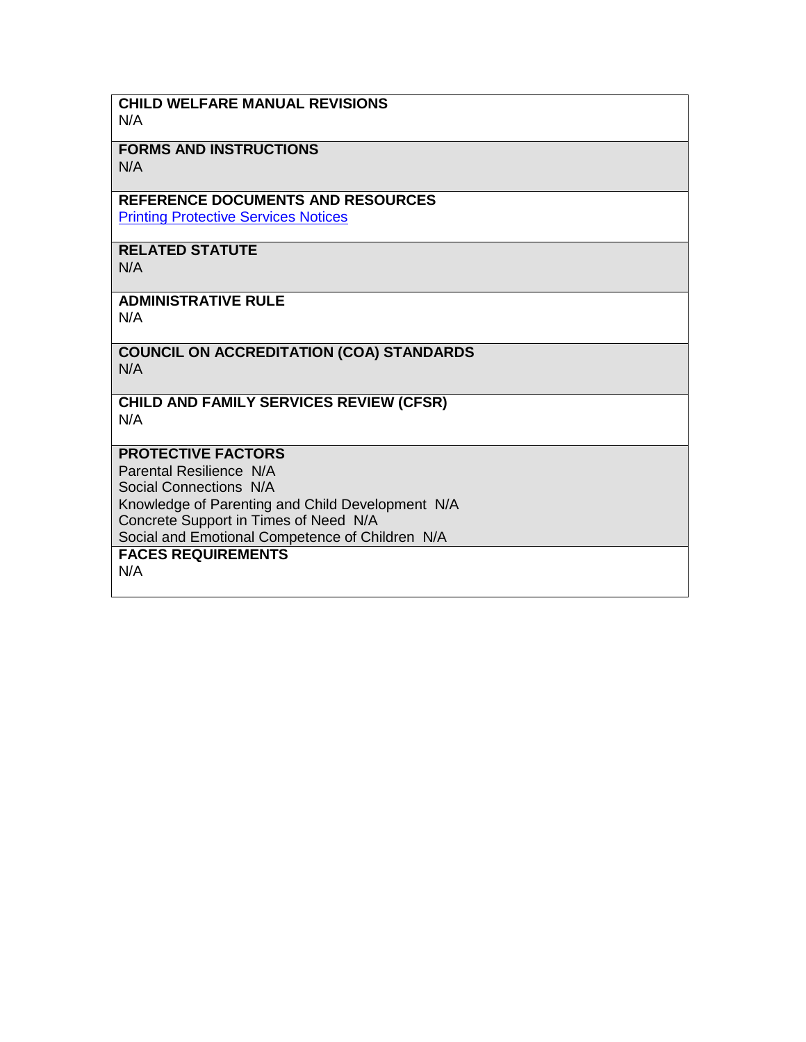**CHILD WELFARE MANUAL REVISIONS**
N/A

**FORMS AND INSTRUCTIONS**
N/A

**REFERENCE DOCUMENTS AND RESOURCES**
Printing Protective Services Notices

**RELATED STATUTE**
N/A

**ADMINISTRATIVE RULE**
N/A

**COUNCIL ON ACCREDITATION (COA) STANDARDS**
N/A

**CHILD AND FAMILY SERVICES REVIEW (CFSR)**
N/A

**PROTECTIVE FACTORS**
Parental Resilience N/A
Social Connections N/A
Knowledge of Parenting and Child Development N/A
Concrete Support in Times of Need N/A
Social and Emotional Competence of Children N/A

**FACES REQUIREMENTS**
N/A